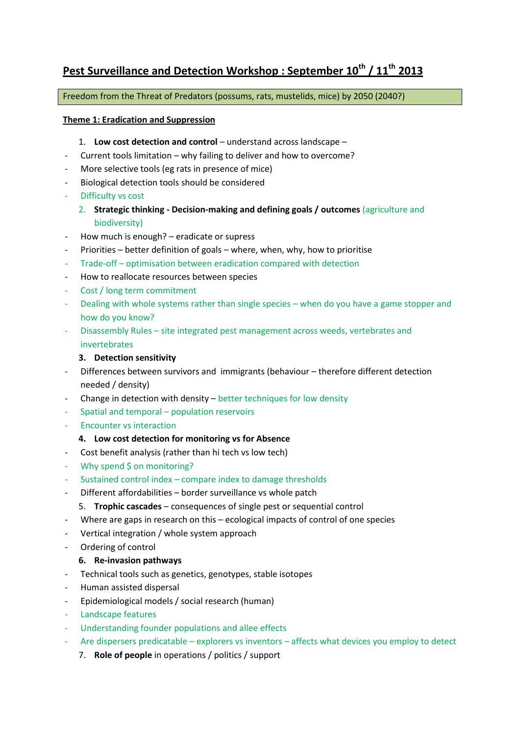# Pest Surveillance and Detection Workshop : September 10th / 11th 2013

Freedom from the Threat of Predators (possums, rats, mustelids, mice) by 2050 (2040?)

## Theme 1: Eradication and Suppression

1. **Low cost detection and control** – understand across landscape –

- Current tools limitation – why failing to deliver and how to overcome?
- More selective tools (eg rats in presence of mice)
- Biological detection tools should be considered
- Difficulty vs cost

2. **Strategic thinking - Decision-making and defining goals / outcomes** (agriculture and biodiversity)

- How much is enough? – eradicate or supress
- Priorities – better definition of goals – where, when, why, how to prioritise
- Trade-off – optimisation between eradication compared with detection
- How to reallocate resources between species
- Cost / long term commitment
- Dealing with whole systems rather than single species – when do you have a game stopper and how do you know?
- Disassembly Rules – site integrated pest management across weeds, vertebrates and invertebrates

3. **Detection sensitivity**

- Differences between survivors and immigrants (behaviour – therefore different detection needed / density)
- Change in detection with density – better techniques for low density
- Spatial and temporal – population reservoirs
- Encounter vs interaction

4. **Low cost detection for monitoring vs for Absence**

- Cost benefit analysis (rather than hi tech vs low tech)
- Why spend $ on monitoring?
- Sustained control index – compare index to damage thresholds
- Different affordabilities – border surveillance vs whole patch

5. **Trophic cascades** – consequences of single pest or sequential control

- Where are gaps in research on this – ecological impacts of control of one species
- Vertical integration / whole system approach
- Ordering of control

6. **Re-invasion pathways**

- Technical tools such as genetics, genotypes, stable isotopes
- Human assisted dispersal
- Epidemiological models / social research (human)
- Landscape features
- Understanding founder populations and allee effects
- Are dispersers predicatable – explorers vs inventors – affects what devices you employ to detect

7. **Role of people** in operations / politics / support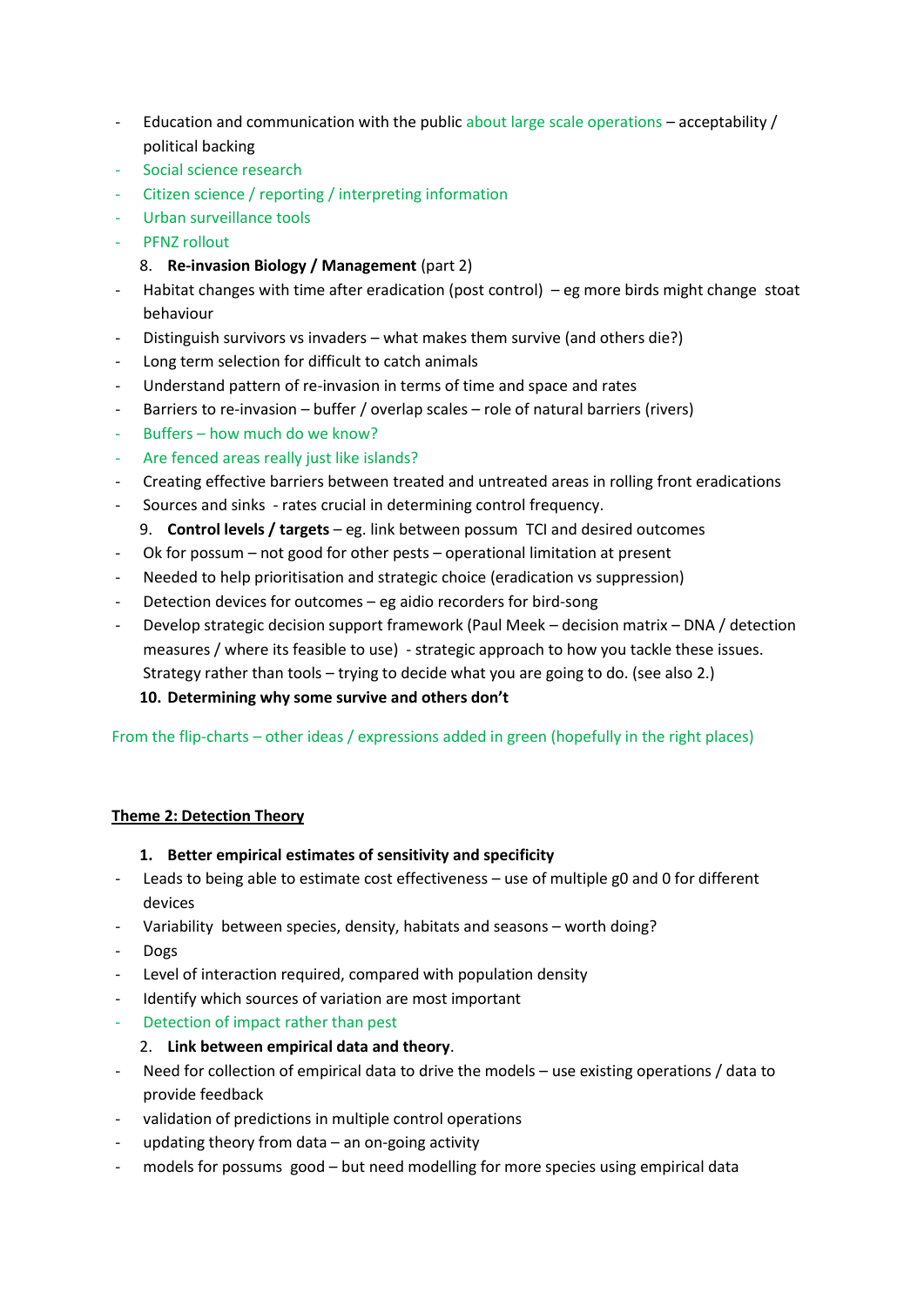- Education and communication with the public about large scale operations – acceptability / political backing
- Social science research
- Citizen science / reporting / interpreting information
- Urban surveillance tools
- PFNZ rollout

8. **Re-invasion Biology / Management** (part 2)

- Habitat changes with time after eradication (post control) – eg more birds might change stoat behaviour
- Distinguish survivors vs invaders – what makes them survive (and others die?)
- Long term selection for difficult to catch animals
- Understand pattern of re-invasion in terms of time and space and rates
- Barriers to re-invasion – buffer / overlap scales – role of natural barriers (rivers)
- Buffers – how much do we know?
- Are fenced areas really just like islands?
- Creating effective barriers between treated and untreated areas in rolling front eradications
- Sources and sinks - rates crucial in determining control frequency.

9. **Control levels / targets** – eg. link between possum TCI and desired outcomes

- Ok for possum – not good for other pests – operational limitation at present
- Needed to help prioritisation and strategic choice (eradication vs suppression)
- Detection devices for outcomes – eg aidio recorders for bird-song
- Develop strategic decision support framework (Paul Meek – decision matrix – DNA / detection measures / where its feasible to use) - strategic approach to how you tackle these issues. Strategy rather than tools – trying to decide what you are going to do. (see also 2.)

10. **Determining why some survive and others don't**

From the flip-charts – other ideas / expressions added in green (hopefully in the right places)

## Theme 2: Detection Theory

1. **Better empirical estimates of sensitivity and specificity**

- Leads to being able to estimate cost effectiveness – use of multiple g0 and 0 for different devices
- Variability between species, density, habitats and seasons – worth doing?
- Dogs
- Level of interaction required, compared with population density
- Identify which sources of variation are most important
- Detection of impact rather than pest

2. **Link between empirical data and theory**.

- Need for collection of empirical data to drive the models – use existing operations / data to provide feedback
- validation of predictions in multiple control operations
- updating theory from data – an on-going activity
- models for possums good – but need modelling for more species using empirical data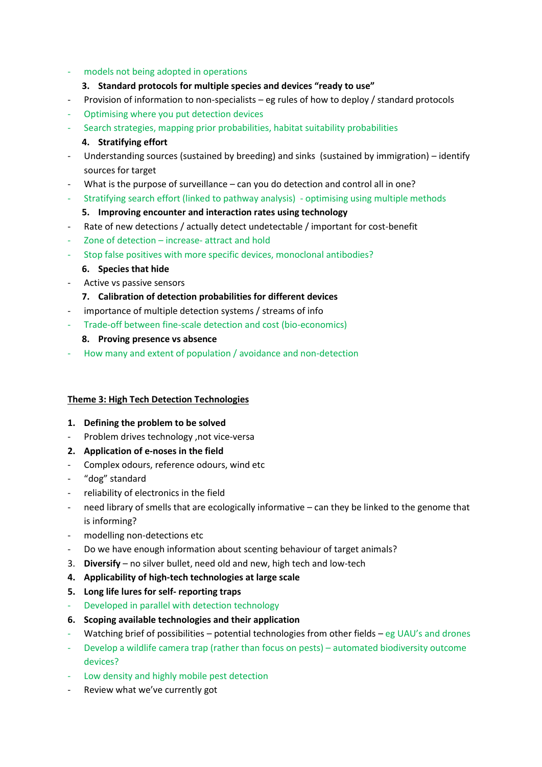- models not being adopted in operations

3. **Standard protocols for multiple species and devices "ready to use"**

- Provision of information to non-specialists – eg rules of how to deploy / standard protocols
- Optimising where you put detection devices
- Search strategies, mapping prior probabilities, habitat suitability probabilities

4. **Stratifying effort**

- Understanding sources (sustained by breeding) and sinks (sustained by immigration) – identify sources for target
- What is the purpose of surveillance – can you do detection and control all in one?
- Stratifying search effort (linked to pathway analysis) - optimising using multiple methods

5. **Improving encounter and interaction rates using technology**

- Rate of new detections / actually detect undetectable / important for cost-benefit
- Zone of detection – increase- attract and hold
- Stop false positives with more specific devices, monoclonal antibodies?

6. **Species that hide**

- Active vs passive sensors

7. **Calibration of detection probabilities for different devices**

- importance of multiple detection systems / streams of info
- Trade-off between fine-scale detection and cost (bio-economics)

8. **Proving presence vs absence**

- How many and extent of population / avoidance and non-detection

**<u>Theme 3: High Tech Detection Technologies</u>**

1. **Defining the problem to be solved**
   - Problem drives technology ,not vice-versa
2. **Application of e-noses in the field**
   - Complex odours, reference odours, wind etc
   - "dog" standard
   - reliability of electronics in the field
   - need library of smells that are ecologically informative – can they be linked to the genome that is informing?
   - modelling non-detections etc
   - Do we have enough information about scenting behaviour of target animals?
3. **Diversify** – no silver bullet, need old and new, high tech and low-tech
4. **Applicability of high-tech technologies at large scale**
5. **Long life lures for self- reporting traps**
   - Developed in parallel with detection technology
6. **Scoping available technologies and their application**
   - Watching brief of possibilities – potential technologies from other fields – eg UAU's and drones
   - Develop a wildlife camera trap (rather than focus on pests) – automated biodiversity outcome devices?
   - Low density and highly mobile pest detection
   - Review what we've currently got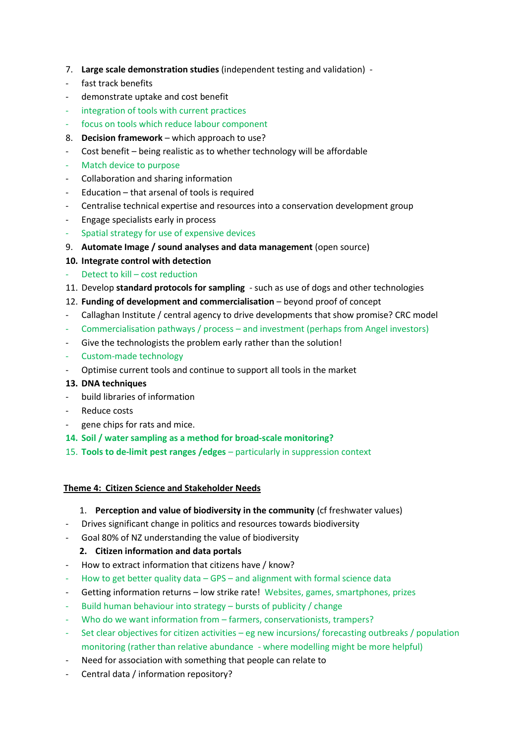7. **Large scale demonstration studies** (independent testing and validation) -
- fast track benefits
- demonstrate uptake and cost benefit
- integration of tools with current practices
- focus on tools which reduce labour component

8. **Decision framework** – which approach to use?
- Cost benefit – being realistic as to whether technology will be affordable
- Match device to purpose
- Collaboration and sharing information
- Education – that arsenal of tools is required
- Centralise technical expertise and resources into a conservation development group
- Engage specialists early in process
- Spatial strategy for use of expensive devices

9. **Automate Image / sound analyses and data management** (open source)

10. **Integrate control with detection**
- Detect to kill – cost reduction

11. Develop **standard protocols for sampling** - such as use of dogs and other technologies

12. **Funding of development and commercialisation** – beyond proof of concept
- Callaghan Institute / central agency to drive developments that show promise? CRC model
- Commercialisation pathways / process – and investment (perhaps from Angel investors)
- Give the technologists the problem early rather than the solution!
- Custom-made technology
- Optimise current tools and continue to support all tools in the market

13. **DNA techniques**
- build libraries of information
- Reduce costs
- gene chips for rats and mice.

14. **Soil / water sampling as a method for broad-scale monitoring?**

15. **Tools to de-limit pest ranges /edges** – particularly in suppression context

**<u>Theme 4: Citizen Science and Stakeholder Needs</u>**

1. **Perception and value of biodiversity in the community** (cf freshwater values)
- Drives significant change in politics and resources towards biodiversity
- Goal 80% of NZ understanding the value of biodiversity

2. **Citizen information and data portals**
- How to extract information that citizens have / know?
- How to get better quality data – GPS – and alignment with formal science data
- Getting information returns – low strike rate! Websites, games, smartphones, prizes
- Build human behaviour into strategy – bursts of publicity / change
- Who do we want information from – farmers, conservationists, trampers?
- Set clear objectives for citizen activities – eg new incursions/ forecasting outbreaks / population monitoring (rather than relative abundance - where modelling might be more helpful)
- Need for association with something that people can relate to
- Central data / information repository?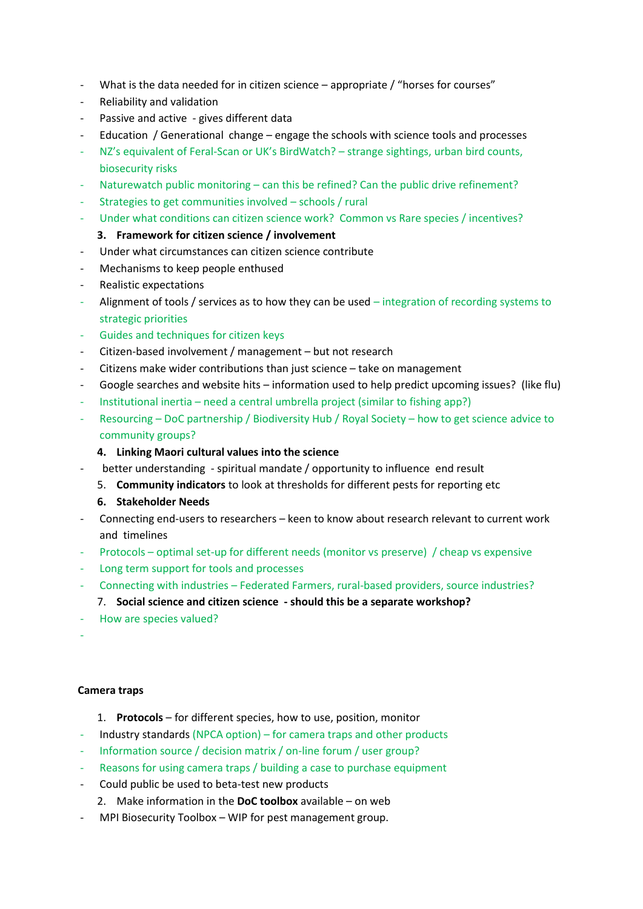- What is the data needed for in citizen science – appropriate / "horses for courses"
- Reliability and validation
- Passive and active - gives different data
- Education / Generational change – engage the schools with science tools and processes
- NZ's equivalent of Feral-Scan or UK's BirdWatch? – strange sightings, urban bird counts, biosecurity risks
- Naturewatch public monitoring – can this be refined? Can the public drive refinement?
- Strategies to get communities involved – schools / rural
- Under what conditions can citizen science work? Common vs Rare species / incentives?

3. **Framework for citizen science / involvement**

- Under what circumstances can citizen science contribute
- Mechanisms to keep people enthused
- Realistic expectations
- Alignment of tools / services as to how they can be used – integration of recording systems to strategic priorities
- Guides and techniques for citizen keys
- Citizen-based involvement / management – but not research
- Citizens make wider contributions than just science – take on management
- Google searches and website hits – information used to help predict upcoming issues? (like flu)
- Institutional inertia – need a central umbrella project (similar to fishing app?)
- Resourcing – DoC partnership / Biodiversity Hub / Royal Society – how to get science advice to community groups?

4. **Linking Maori cultural values into the science**

- better understanding - spiritual mandate / opportunity to influence end result

5. **Community indicators** to look at thresholds for different pests for reporting etc
6. **Stakeholder Needs**

- Connecting end-users to researchers – keen to know about research relevant to current work and timelines
- Protocols – optimal set-up for different needs (monitor vs preserve) / cheap vs expensive
- Long term support for tools and processes
- Connecting with industries – Federated Farmers, rural-based providers, source industries?

7. **Social science and citizen science - should this be a separate workshop?**

- How are species valued?
-

**Camera traps**

1. **Protocols** – for different species, how to use, position, monitor

- Industry standards (NPCA option) – for camera traps and other products
- Information source / decision matrix / on-line forum / user group?
- Reasons for using camera traps / building a case to purchase equipment
- Could public be used to beta-test new products

2. Make information in the **DoC toolbox** available – on web

- MPI Biosecurity Toolbox – WIP for pest management group.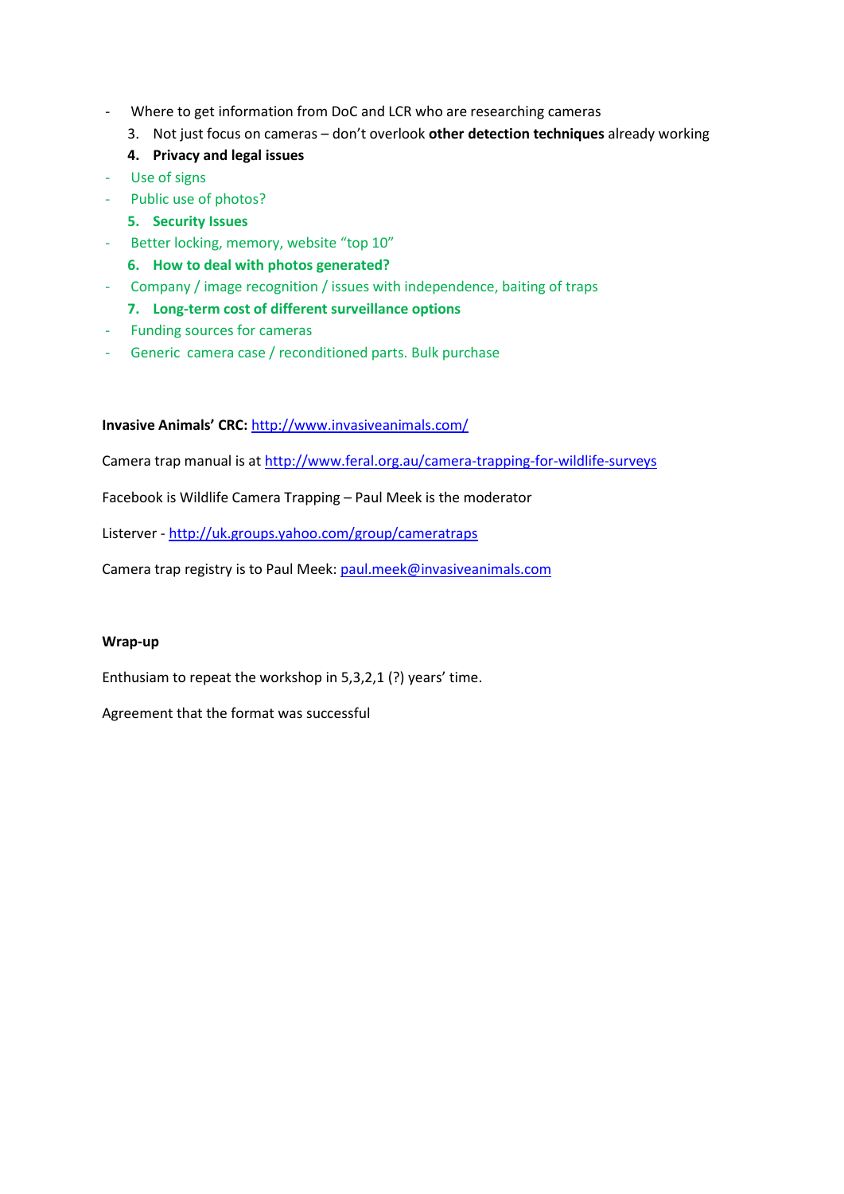- Where to get information from DoC and LCR who are researching cameras

3. Not just focus on cameras – don't overlook **other detection techniques** already working
4. **Privacy and legal issues**

- Use of signs
- Public use of photos?

5. **Security Issues**

- Better locking, memory, website "top 10"

6. **How to deal with photos generated?**

- Company / image recognition / issues with independence, baiting of traps

7. **Long-term cost of different surveillance options**

- Funding sources for cameras
- Generic camera case / reconditioned parts. Bulk purchase

**Invasive Animals' CRC:** http://www.invasiveanimals.com/

Camera trap manual is at http://www.feral.org.au/camera-trapping-for-wildlife-surveys

Facebook is Wildlife Camera Trapping – Paul Meek is the moderator

Listerver - http://uk.groups.yahoo.com/group/cameratraps

Camera trap registry is to Paul Meek: paul.meek@invasiveanimals.com

**Wrap-up**

Enthusiam to repeat the workshop in 5,3,2,1 (?) years' time.

Agreement that the format was successful